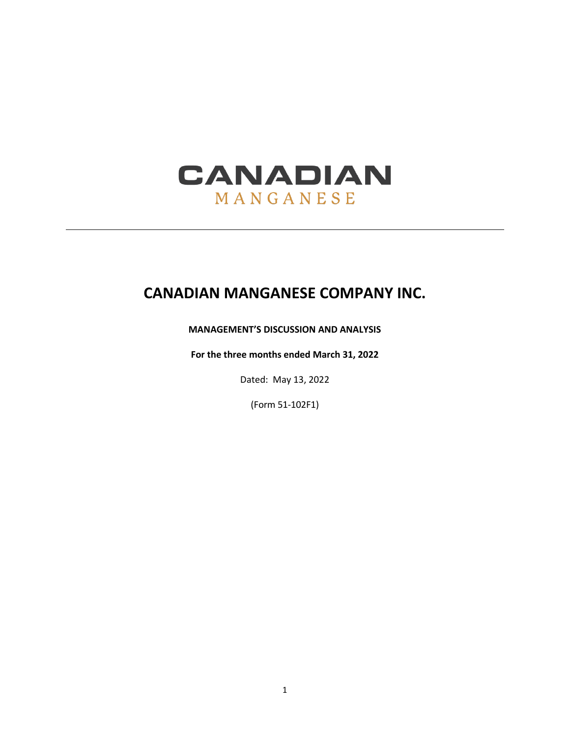CANADIAN
MANGANESE

---

# CANADIAN MANGANESE COMPANY INC.

**MANAGEMENT'S DISCUSSION AND ANALYSIS**

**For the three months ended March 31, 2022**

Dated: May 13, 2022

(Form 51-102F1)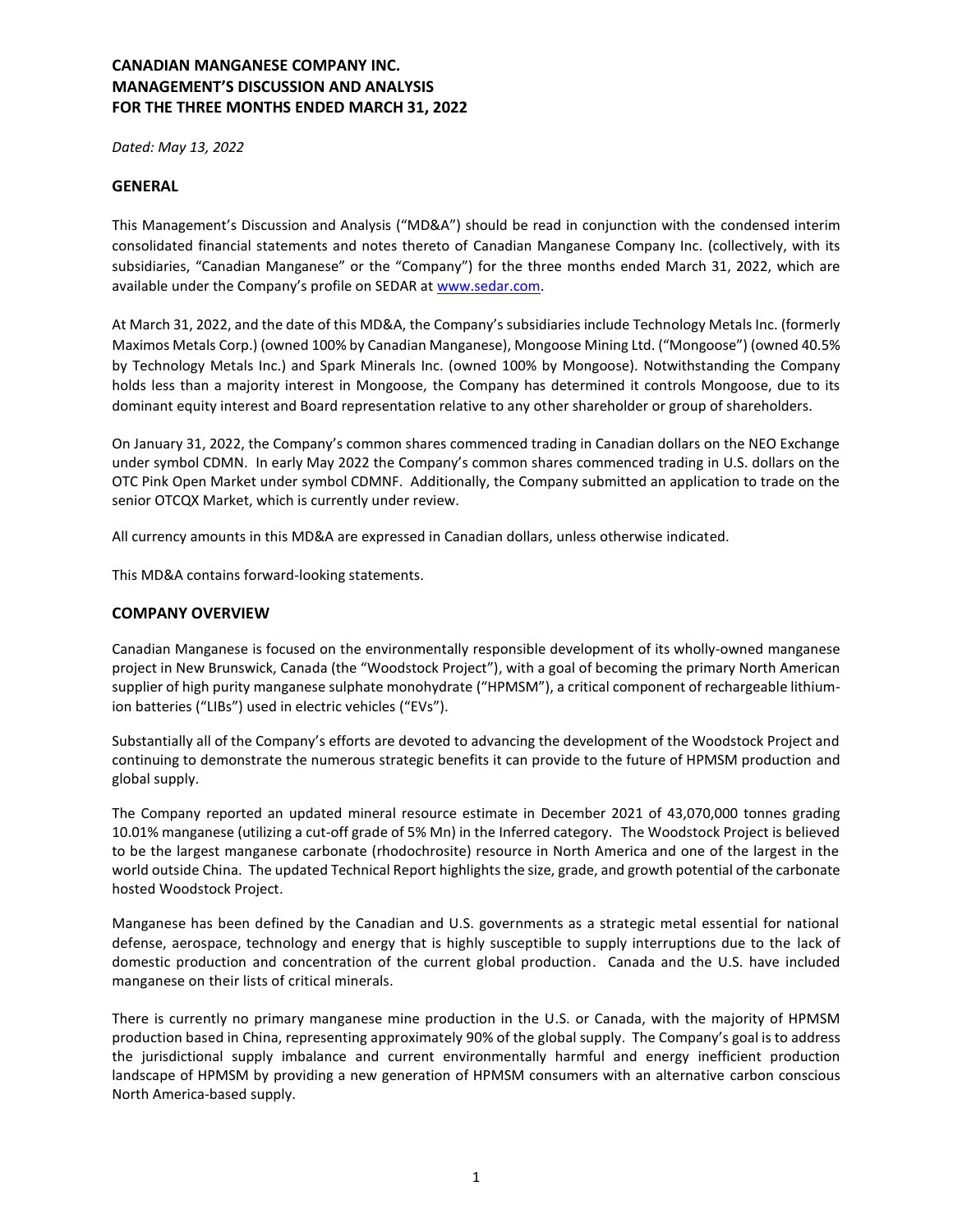**CANADIAN MANGANESE COMPANY INC.**
**MANAGEMENT'S DISCUSSION AND ANALYSIS**
**FOR THE THREE MONTHS ENDED MARCH 31, 2022**

*Dated: May 13, 2022*

## GENERAL

This Management's Discussion and Analysis ("MD&A") should be read in conjunction with the condensed interim consolidated financial statements and notes thereto of Canadian Manganese Company Inc. (collectively, with its subsidiaries, "Canadian Manganese" or the "Company") for the three months ended March 31, 2022, which are available under the Company's profile on SEDAR at www.sedar.com.

At March 31, 2022, and the date of this MD&A, the Company's subsidiaries include Technology Metals Inc. (formerly Maximos Metals Corp.) (owned 100% by Canadian Manganese), Mongoose Mining Ltd. ("Mongoose") (owned 40.5% by Technology Metals Inc.) and Spark Minerals Inc. (owned 100% by Mongoose). Notwithstanding the Company holds less than a majority interest in Mongoose, the Company has determined it controls Mongoose, due to its dominant equity interest and Board representation relative to any other shareholder or group of shareholders.

On January 31, 2022, the Company's common shares commenced trading in Canadian dollars on the NEO Exchange under symbol CDMN. In early May 2022 the Company's common shares commenced trading in U.S. dollars on the OTC Pink Open Market under symbol CDMNF. Additionally, the Company submitted an application to trade on the senior OTCQX Market, which is currently under review.

All currency amounts in this MD&A are expressed in Canadian dollars, unless otherwise indicated.

This MD&A contains forward-looking statements.

## COMPANY OVERVIEW

Canadian Manganese is focused on the environmentally responsible development of its wholly-owned manganese project in New Brunswick, Canada (the "Woodstock Project"), with a goal of becoming the primary North American supplier of high purity manganese sulphate monohydrate ("HPMSM"), a critical component of rechargeable lithium-ion batteries ("LIBs") used in electric vehicles ("EVs").

Substantially all of the Company's efforts are devoted to advancing the development of the Woodstock Project and continuing to demonstrate the numerous strategic benefits it can provide to the future of HPMSM production and global supply.

The Company reported an updated mineral resource estimate in December 2021 of 43,070,000 tonnes grading 10.01% manganese (utilizing a cut-off grade of 5% Mn) in the Inferred category. The Woodstock Project is believed to be the largest manganese carbonate (rhodochrosite) resource in North America and one of the largest in the world outside China. The updated Technical Report highlights the size, grade, and growth potential of the carbonate hosted Woodstock Project.

Manganese has been defined by the Canadian and U.S. governments as a strategic metal essential for national defense, aerospace, technology and energy that is highly susceptible to supply interruptions due to the lack of domestic production and concentration of the current global production. Canada and the U.S. have included manganese on their lists of critical minerals.

There is currently no primary manganese mine production in the U.S. or Canada, with the majority of HPMSM production based in China, representing approximately 90% of the global supply. The Company's goal is to address the jurisdictional supply imbalance and current environmentally harmful and energy inefficient production landscape of HPMSM by providing a new generation of HPMSM consumers with an alternative carbon conscious North America-based supply.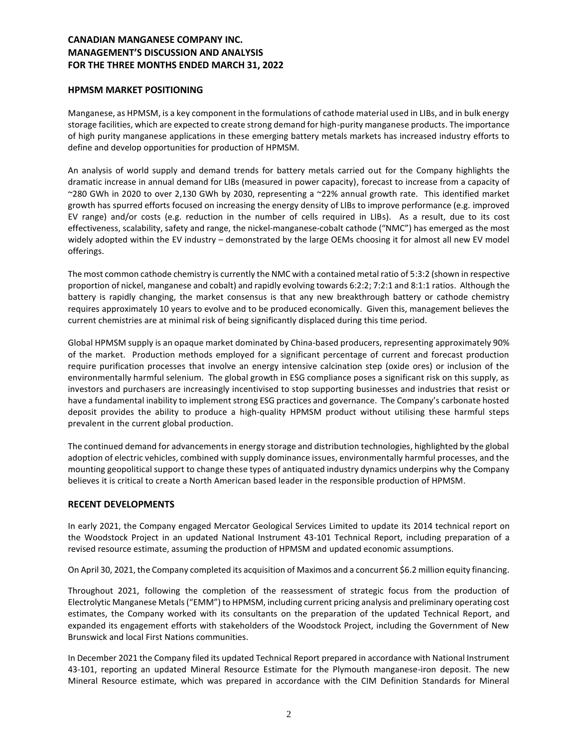## HPMSM MARKET POSITIONING

Manganese, as HPMSM, is a key component in the formulations of cathode material used in LIBs, and in bulk energy storage facilities, which are expected to create strong demand for high-purity manganese products. The importance of high purity manganese applications in these emerging battery metals markets has increased industry efforts to define and develop opportunities for production of HPMSM.

An analysis of world supply and demand trends for battery metals carried out for the Company highlights the dramatic increase in annual demand for LIBs (measured in power capacity), forecast to increase from a capacity of ~280 GWh in 2020 to over 2,130 GWh by 2030, representing a ~22% annual growth rate. This identified market growth has spurred efforts focused on increasing the energy density of LIBs to improve performance (e.g. improved EV range) and/or costs (e.g. reduction in the number of cells required in LIBs). As a result, due to its cost effectiveness, scalability, safety and range, the nickel-manganese-cobalt cathode ("NMC") has emerged as the most widely adopted within the EV industry – demonstrated by the large OEMs choosing it for almost all new EV model offerings.

The most common cathode chemistry is currently the NMC with a contained metal ratio of 5:3:2 (shown in respective proportion of nickel, manganese and cobalt) and rapidly evolving towards 6:2:2; 7:2:1 and 8:1:1 ratios. Although the battery is rapidly changing, the market consensus is that any new breakthrough battery or cathode chemistry requires approximately 10 years to evolve and to be produced economically. Given this, management believes the current chemistries are at minimal risk of being significantly displaced during this time period.

Global HPMSM supply is an opaque market dominated by China-based producers, representing approximately 90% of the market. Production methods employed for a significant percentage of current and forecast production require purification processes that involve an energy intensive calcination step (oxide ores) or inclusion of the environmentally harmful selenium. The global growth in ESG compliance poses a significant risk on this supply, as investors and purchasers are increasingly incentivised to stop supporting businesses and industries that resist or have a fundamental inability to implement strong ESG practices and governance. The Company's carbonate hosted deposit provides the ability to produce a high-quality HPMSM product without utilising these harmful steps prevalent in the current global production.

The continued demand for advancements in energy storage and distribution technologies, highlighted by the global adoption of electric vehicles, combined with supply dominance issues, environmentally harmful processes, and the mounting geopolitical support to change these types of antiquated industry dynamics underpins why the Company believes it is critical to create a North American based leader in the responsible production of HPMSM.

## RECENT DEVELOPMENTS

In early 2021, the Company engaged Mercator Geological Services Limited to update its 2014 technical report on the Woodstock Project in an updated National Instrument 43-101 Technical Report, including preparation of a revised resource estimate, assuming the production of HPMSM and updated economic assumptions.

On April 30, 2021, the Company completed its acquisition of Maximos and a concurrent $6.2 million equity financing.

Throughout 2021, following the completion of the reassessment of strategic focus from the production of Electrolytic Manganese Metals ("EMM") to HPMSM, including current pricing analysis and preliminary operating cost estimates, the Company worked with its consultants on the preparation of the updated Technical Report, and expanded its engagement efforts with stakeholders of the Woodstock Project, including the Government of New Brunswick and local First Nations communities.

In December 2021 the Company filed its updated Technical Report prepared in accordance with National Instrument 43-101, reporting an updated Mineral Resource Estimate for the Plymouth manganese-iron deposit. The new Mineral Resource estimate, which was prepared in accordance with the CIM Definition Standards for Mineral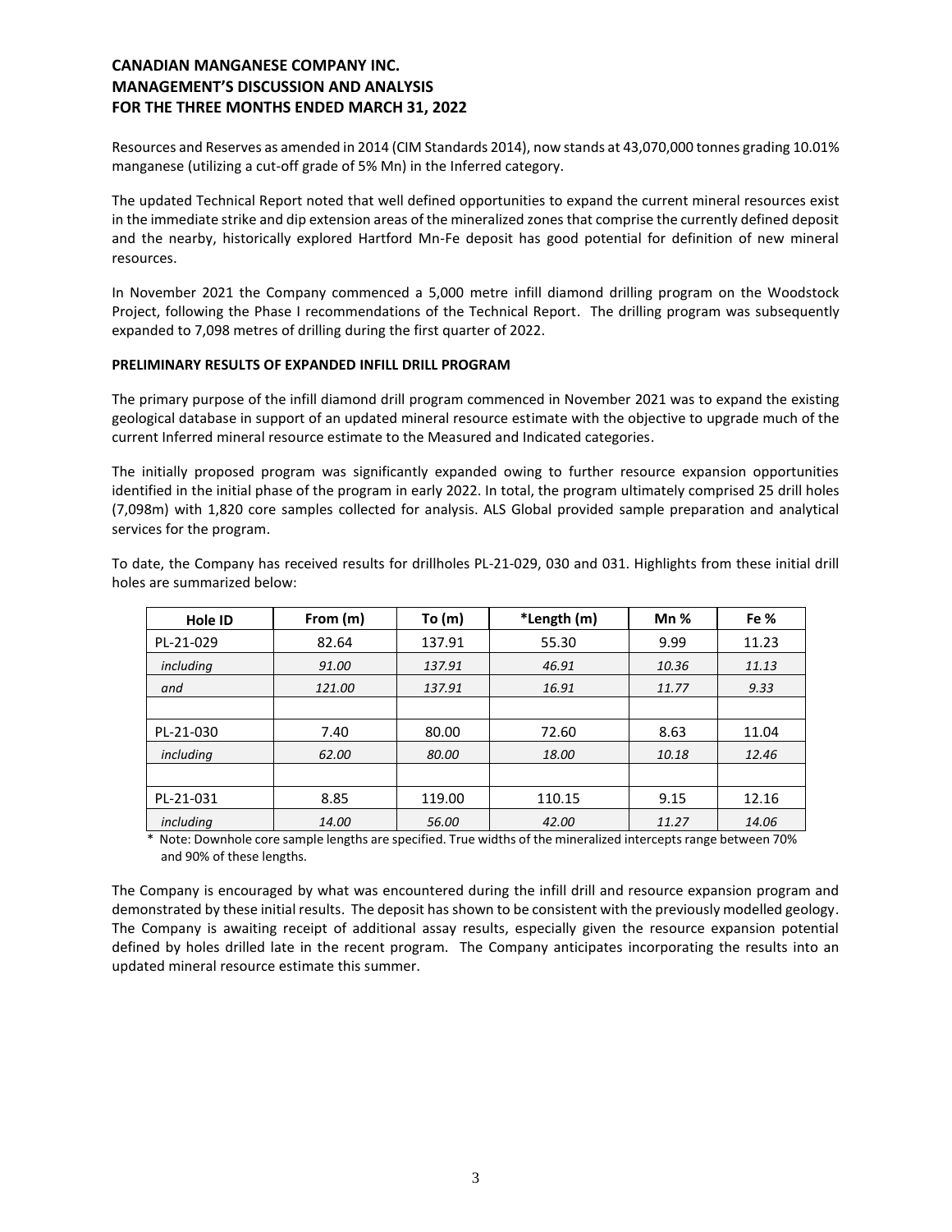Resources and Reserves as amended in 2014 (CIM Standards 2014), now stands at 43,070,000 tonnes grading 10.01% manganese (utilizing a cut-off grade of 5% Mn) in the Inferred category.

The updated Technical Report noted that well defined opportunities to expand the current mineral resources exist in the immediate strike and dip extension areas of the mineralized zones that comprise the currently defined deposit and the nearby, historically explored Hartford Mn-Fe deposit has good potential for definition of new mineral resources.

In November 2021 the Company commenced a 5,000 metre infill diamond drilling program on the Woodstock Project, following the Phase I recommendations of the Technical Report. The drilling program was subsequently expanded to 7,098 metres of drilling during the first quarter of 2022.

**PRELIMINARY RESULTS OF EXPANDED INFILL DRILL PROGRAM**

The primary purpose of the infill diamond drill program commenced in November 2021 was to expand the existing geological database in support of an updated mineral resource estimate with the objective to upgrade much of the current Inferred mineral resource estimate to the Measured and Indicated categories.

The initially proposed program was significantly expanded owing to further resource expansion opportunities identified in the initial phase of the program in early 2022. In total, the program ultimately comprised 25 drill holes (7,098m) with 1,820 core samples collected for analysis. ALS Global provided sample preparation and analytical services for the program.

To date, the Company has received results for drillholes PL-21-029, 030 and 031. Highlights from these initial drill holes are summarized below:

| Hole ID | From (m) | To (m) | *Length (m) | Mn % | Fe % |
|---|---|---|---|---|---|
| PL-21-029 | 82.64 | 137.91 | 55.30 | 9.99 | 11.23 |
| *including* | *91.00* | *137.91* | *46.91* | *10.36* | *11.13* |
| *and* | *121.00* | *137.91* | *16.91* | *11.77* | *9.33* |
| | | | | | |
| PL-21-030 | 7.40 | 80.00 | 72.60 | 8.63 | 11.04 |
| *including* | *62.00* | *80.00* | *18.00* | *10.18* | *12.46* |
| | | | | | |
| PL-21-031 | 8.85 | 119.00 | 110.15 | 9.15 | 12.16 |
| *including* | *14.00* | *56.00* | *42.00* | *11.27* | *14.06* |

\* Note: Downhole core sample lengths are specified. True widths of the mineralized intercepts range between 70% and 90% of these lengths.

The Company is encouraged by what was encountered during the infill drill and resource expansion program and demonstrated by these initial results. The deposit has shown to be consistent with the previously modelled geology. The Company is awaiting receipt of additional assay results, especially given the resource expansion potential defined by holes drilled late in the recent program. The Company anticipates incorporating the results into an updated mineral resource estimate this summer.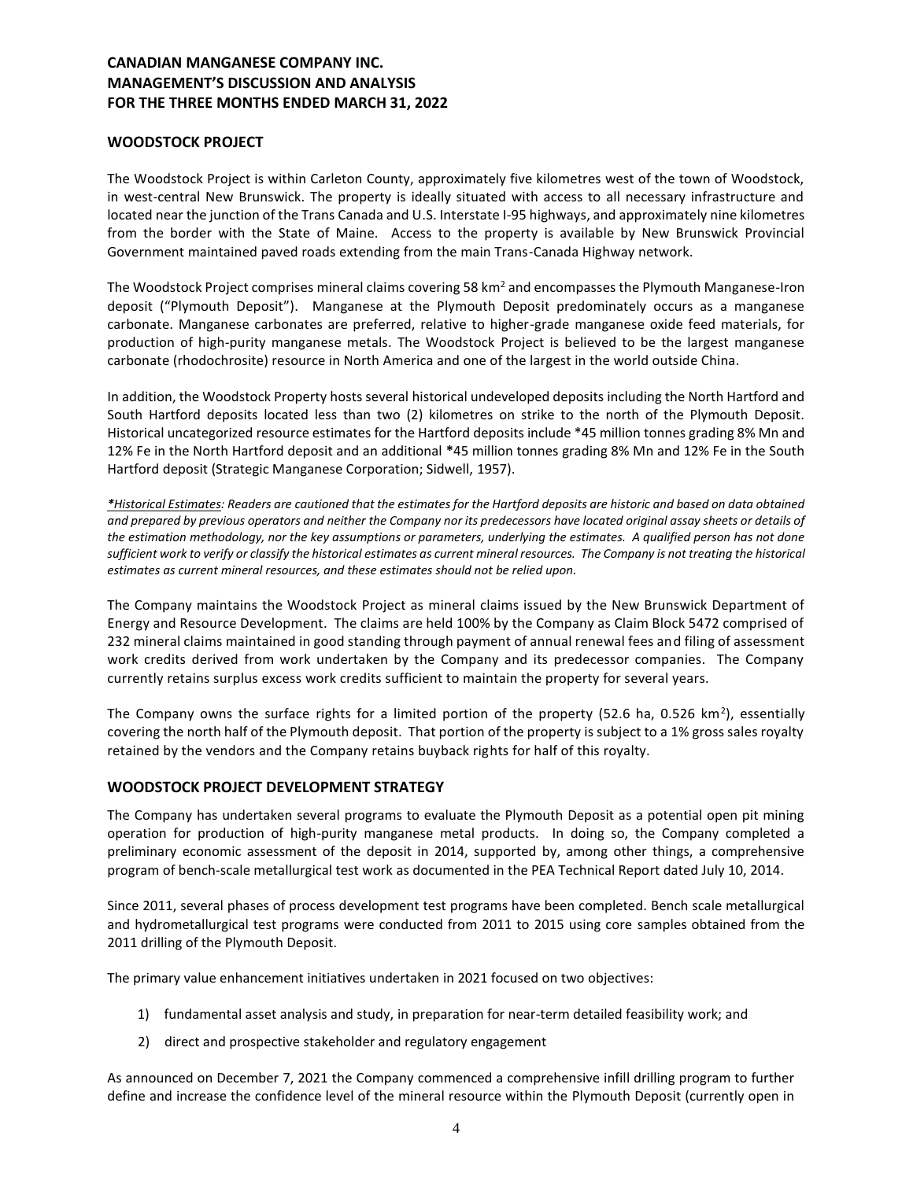## WOODSTOCK PROJECT

The Woodstock Project is within Carleton County, approximately five kilometres west of the town of Woodstock, in west-central New Brunswick. The property is ideally situated with access to all necessary infrastructure and located near the junction of the Trans Canada and U.S. Interstate I-95 highways, and approximately nine kilometres from the border with the State of Maine. Access to the property is available by New Brunswick Provincial Government maintained paved roads extending from the main Trans-Canada Highway network.

The Woodstock Project comprises mineral claims covering 58 km$^2$ and encompasses the Plymouth Manganese-Iron deposit ("Plymouth Deposit"). Manganese at the Plymouth Deposit predominately occurs as a manganese carbonate. Manganese carbonates are preferred, relative to higher-grade manganese oxide feed materials, for production of high-purity manganese metals. The Woodstock Project is believed to be the largest manganese carbonate (rhodochrosite) resource in North America and one of the largest in the world outside China.

In addition, the Woodstock Property hosts several historical undeveloped deposits including the North Hartford and South Hartford deposits located less than two (2) kilometres on strike to the north of the Plymouth Deposit. Historical uncategorized resource estimates for the Hartford deposits include *45 million tonnes grading 8% Mn and 12% Fe in the North Hartford deposit and an additional *45 million tonnes grading 8% Mn and 12% Fe in the South Hartford deposit (Strategic Manganese Corporation; Sidwell, 1957).

*\*Historical Estimates: Readers are cautioned that the estimates for the Hartford deposits are historic and based on data obtained and prepared by previous operators and neither the Company nor its predecessors have located original assay sheets or details of the estimation methodology, nor the key assumptions or parameters, underlying the estimates. A qualified person has not done sufficient work to verify or classify the historical estimates as current mineral resources. The Company is not treating the historical estimates as current mineral resources, and these estimates should not be relied upon.*

The Company maintains the Woodstock Project as mineral claims issued by the New Brunswick Department of Energy and Resource Development. The claims are held 100% by the Company as Claim Block 5472 comprised of 232 mineral claims maintained in good standing through payment of annual renewal fees and filing of assessment work credits derived from work undertaken by the Company and its predecessor companies. The Company currently retains surplus excess work credits sufficient to maintain the property for several years.

The Company owns the surface rights for a limited portion of the property (52.6 ha, 0.526 km$^2$), essentially covering the north half of the Plymouth deposit. That portion of the property is subject to a 1% gross sales royalty retained by the vendors and the Company retains buyback rights for half of this royalty.

## WOODSTOCK PROJECT DEVELOPMENT STRATEGY

The Company has undertaken several programs to evaluate the Plymouth Deposit as a potential open pit mining operation for production of high-purity manganese metal products. In doing so, the Company completed a preliminary economic assessment of the deposit in 2014, supported by, among other things, a comprehensive program of bench-scale metallurgical test work as documented in the PEA Technical Report dated July 10, 2014.

Since 2011, several phases of process development test programs have been completed. Bench scale metallurgical and hydrometallurgical test programs were conducted from 2011 to 2015 using core samples obtained from the 2011 drilling of the Plymouth Deposit.

The primary value enhancement initiatives undertaken in 2021 focused on two objectives:

1) fundamental asset analysis and study, in preparation for near-term detailed feasibility work; and
2) direct and prospective stakeholder and regulatory engagement

As announced on December 7, 2021 the Company commenced a comprehensive infill drilling program to further define and increase the confidence level of the mineral resource within the Plymouth Deposit (currently open in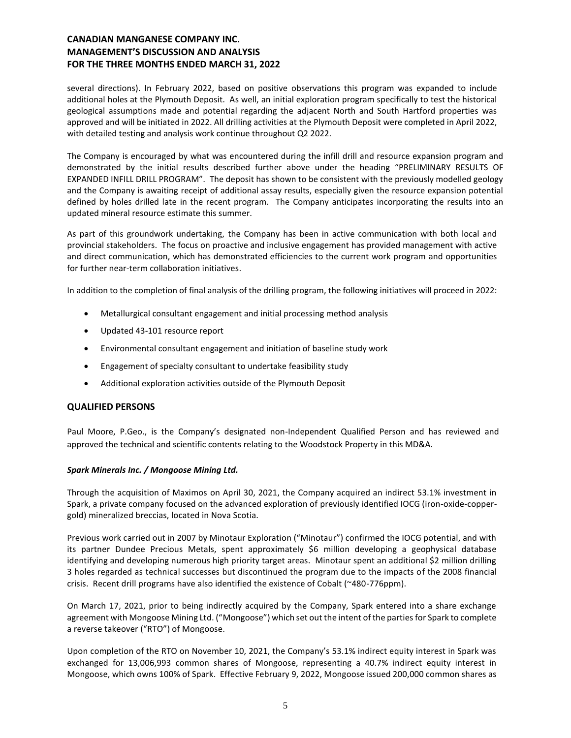several directions). In February 2022, based on positive observations this program was expanded to include additional holes at the Plymouth Deposit. As well, an initial exploration program specifically to test the historical geological assumptions made and potential regarding the adjacent North and South Hartford properties was approved and will be initiated in 2022. All drilling activities at the Plymouth Deposit were completed in April 2022, with detailed testing and analysis work continue throughout Q2 2022.

The Company is encouraged by what was encountered during the infill drill and resource expansion program and demonstrated by the initial results described further above under the heading "PRELIMINARY RESULTS OF EXPANDED INFILL DRILL PROGRAM". The deposit has shown to be consistent with the previously modelled geology and the Company is awaiting receipt of additional assay results, especially given the resource expansion potential defined by holes drilled late in the recent program. The Company anticipates incorporating the results into an updated mineral resource estimate this summer.

As part of this groundwork undertaking, the Company has been in active communication with both local and provincial stakeholders. The focus on proactive and inclusive engagement has provided management with active and direct communication, which has demonstrated efficiencies to the current work program and opportunities for further near-term collaboration initiatives.

In addition to the completion of final analysis of the drilling program, the following initiatives will proceed in 2022:

- Metallurgical consultant engagement and initial processing method analysis
- Updated 43-101 resource report
- Environmental consultant engagement and initiation of baseline study work
- Engagement of specialty consultant to undertake feasibility study
- Additional exploration activities outside of the Plymouth Deposit

## QUALIFIED PERSONS

Paul Moore, P.Geo., is the Company's designated non-Independent Qualified Person and has reviewed and approved the technical and scientific contents relating to the Woodstock Property in this MD&A.

### *Spark Minerals Inc. / Mongoose Mining Ltd.*

Through the acquisition of Maximos on April 30, 2021, the Company acquired an indirect 53.1% investment in Spark, a private company focused on the advanced exploration of previously identified IOCG (iron-oxide-copper-gold) mineralized breccias, located in Nova Scotia.

Previous work carried out in 2007 by Minotaur Exploration ("Minotaur") confirmed the IOCG potential, and with its partner Dundee Precious Metals, spent approximately \$6 million developing a geophysical database identifying and developing numerous high priority target areas. Minotaur spent an additional \$2 million drilling 3 holes regarded as technical successes but discontinued the program due to the impacts of the 2008 financial crisis. Recent drill programs have also identified the existence of Cobalt (~480-776ppm).

On March 17, 2021, prior to being indirectly acquired by the Company, Spark entered into a share exchange agreement with Mongoose Mining Ltd. ("Mongoose") which set out the intent of the parties for Spark to complete a reverse takeover ("RTO") of Mongoose.

Upon completion of the RTO on November 10, 2021, the Company's 53.1% indirect equity interest in Spark was exchanged for 13,006,993 common shares of Mongoose, representing a 40.7% indirect equity interest in Mongoose, which owns 100% of Spark. Effective February 9, 2022, Mongoose issued 200,000 common shares as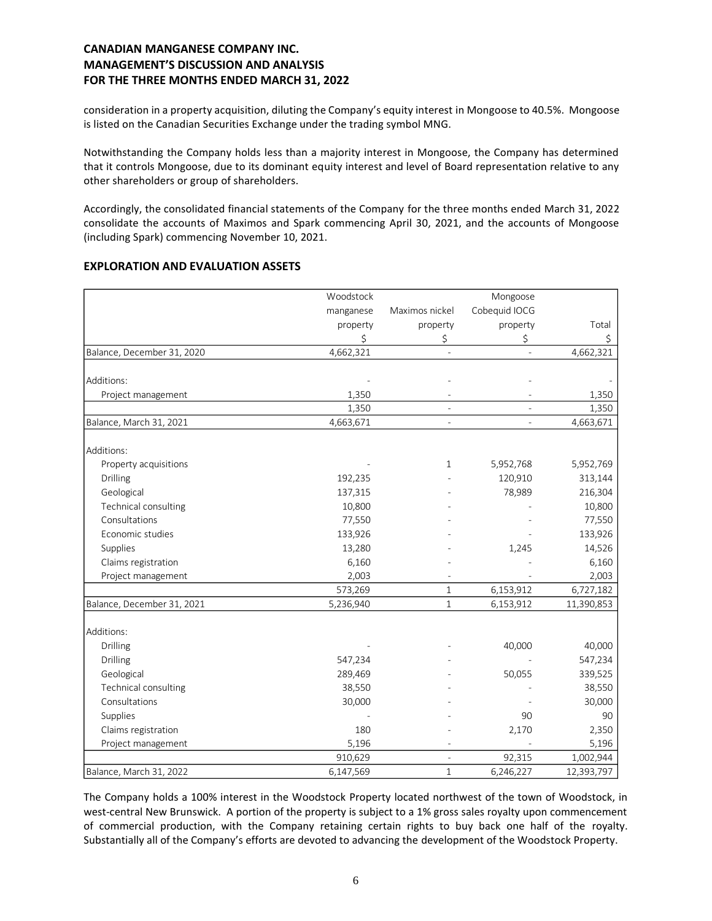consideration in a property acquisition, diluting the Company's equity interest in Mongoose to 40.5%. Mongoose is listed on the Canadian Securities Exchange under the trading symbol MNG.

Notwithstanding the Company holds less than a majority interest in Mongoose, the Company has determined that it controls Mongoose, due to its dominant equity interest and level of Board representation relative to any other shareholders or group of shareholders.

Accordingly, the consolidated financial statements of the Company for the three months ended March 31, 2022 consolidate the accounts of Maximos and Spark commencing April 30, 2021, and the accounts of Mongoose (including Spark) commencing November 10, 2021.

## EXPLORATION AND EVALUATION ASSETS

| | Woodstock manganese property | Maximos nickel property | Mongoose Cobequid IOCG property | Total |
|---|---|---|---|---|
| | $ | $ | $ | $ |
| Balance, December 31, 2020 | 4,662,321 | - | - | 4,662,321 |
| Additions: | - | - | - | - |
| Project management | 1,350 | - | - | 1,350 |
| | 1,350 | - | - | 1,350 |
| Balance, March 31, 2021 | 4,663,671 | - | - | 4,663,671 |
| Additions: | | | | |
| Property acquisitions | - | 1 | 5,952,768 | 5,952,769 |
| Drilling | 192,235 | - | 120,910 | 313,144 |
| Geological | 137,315 | - | 78,989 | 216,304 |
| Technical consulting | 10,800 | - | - | 10,800 |
| Consultations | 77,550 | - | - | 77,550 |
| Economic studies | 133,926 | - | - | 133,926 |
| Supplies | 13,280 | - | 1,245 | 14,526 |
| Claims registration | 6,160 | - | - | 6,160 |
| Project management | 2,003 | - | - | 2,003 |
| | 573,269 | 1 | 6,153,912 | 6,727,182 |
| Balance, December 31, 2021 | 5,236,940 | 1 | 6,153,912 | 11,390,853 |
| Additions: | | | | |
| Drilling | - | - | 40,000 | 40,000 |
| Drilling | 547,234 | - | - | 547,234 |
| Geological | 289,469 | - | 50,055 | 339,525 |
| Technical consulting | 38,550 | - | - | 38,550 |
| Consultations | 30,000 | - | - | 30,000 |
| Supplies | - | - | 90 | 90 |
| Claims registration | 180 | - | 2,170 | 2,350 |
| Project management | 5,196 | - | - | 5,196 |
| | 910,629 | - | 92,315 | 1,002,944 |
| Balance, March 31, 2022 | 6,147,569 | 1 | 6,246,227 | 12,393,797 |

The Company holds a 100% interest in the Woodstock Property located northwest of the town of Woodstock, in west-central New Brunswick. A portion of the property is subject to a 1% gross sales royalty upon commencement of commercial production, with the Company retaining certain rights to buy back one half of the royalty. Substantially all of the Company's efforts are devoted to advancing the development of the Woodstock Property.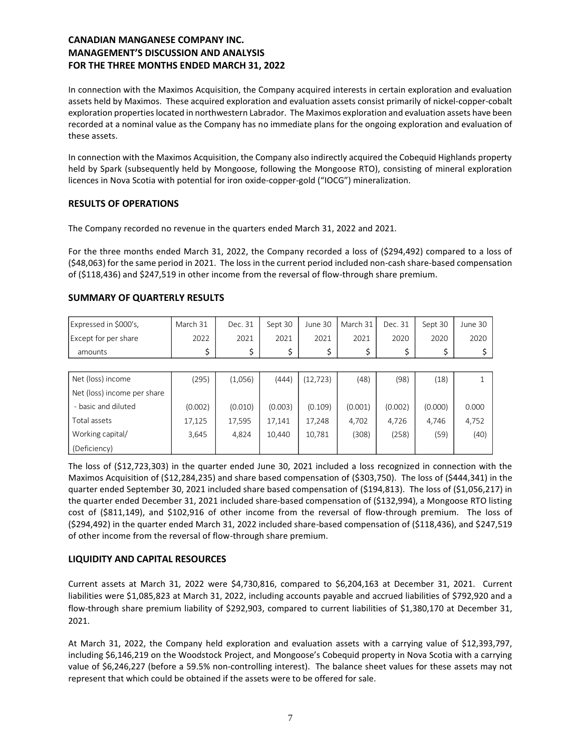In connection with the Maximos Acquisition, the Company acquired interests in certain exploration and evaluation assets held by Maximos. These acquired exploration and evaluation assets consist primarily of nickel-copper-cobalt exploration properties located in northwestern Labrador. The Maximos exploration and evaluation assets have been recorded at a nominal value as the Company has no immediate plans for the ongoing exploration and evaluation of these assets.

In connection with the Maximos Acquisition, the Company also indirectly acquired the Cobequid Highlands property held by Spark (subsequently held by Mongoose, following the Mongoose RTO), consisting of mineral exploration licences in Nova Scotia with potential for iron oxide-copper-gold ("IOCG") mineralization.

## RESULTS OF OPERATIONS

The Company recorded no revenue in the quarters ended March 31, 2022 and 2021.

For the three months ended March 31, 2022, the Company recorded a loss of ($294,492) compared to a loss of ($48,063) for the same period in 2021. The loss in the current period included non-cash share-based compensation of ($118,436) and $247,519 in other income from the reversal of flow-through share premium.

## SUMMARY OF QUARTERLY RESULTS

| Expressed in $000's, Except for per share amounts | March 31 2022 $ | Dec. 31 2021 $ | Sept 30 2021 $ | June 30 2021 $ | March 31 2021 $ | Dec. 31 2020 $ | Sept 30 2020 $ | June 30 2020 $ |
|---|---|---|---|---|---|---|---|---|
| Net (loss) income | (295) | (1,056) | (444) | (12,723) | (48) | (98) | (18) | 1 |
| Net (loss) income per share - basic and diluted | (0.002) | (0.010) | (0.003) | (0.109) | (0.001) | (0.002) | (0.000) | 0.000 |
| Total assets | 17,125 | 17,595 | 17,141 | 17,248 | 4,702 | 4,726 | 4,746 | 4,752 |
| Working capital/ (Deficiency) | 3,645 | 4,824 | 10,440 | 10,781 | (308) | (258) | (59) | (40) |

The loss of ($12,723,303) in the quarter ended June 30, 2021 included a loss recognized in connection with the Maximos Acquisition of ($12,284,235) and share based compensation of ($303,750). The loss of ($444,341) in the quarter ended September 30, 2021 included share based compensation of ($194,813). The loss of ($1,056,217) in the quarter ended December 31, 2021 included share-based compensation of ($132,994), a Mongoose RTO listing cost of ($811,149), and $102,916 of other income from the reversal of flow-through premium. The loss of ($294,492) in the quarter ended March 31, 2022 included share-based compensation of ($118,436), and $247,519 of other income from the reversal of flow-through share premium.

## LIQUIDITY AND CAPITAL RESOURCES

Current assets at March 31, 2022 were $4,730,816, compared to $6,204,163 at December 31, 2021. Current liabilities were $1,085,823 at March 31, 2022, including accounts payable and accrued liabilities of $792,920 and a flow-through share premium liability of $292,903, compared to current liabilities of $1,380,170 at December 31, 2021.

At March 31, 2022, the Company held exploration and evaluation assets with a carrying value of $12,393,797, including $6,146,219 on the Woodstock Project, and Mongoose's Cobequid property in Nova Scotia with a carrying value of $6,246,227 (before a 59.5% non-controlling interest). The balance sheet values for these assets may not represent that which could be obtained if the assets were to be offered for sale.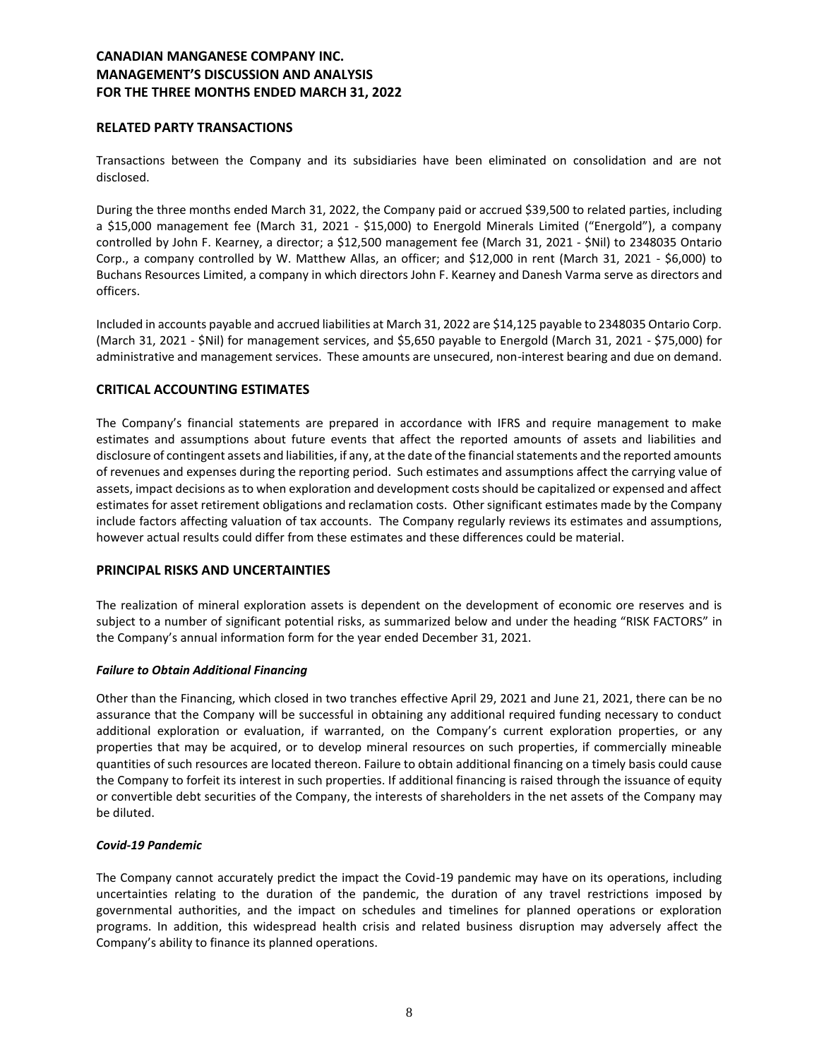## RELATED PARTY TRANSACTIONS

Transactions between the Company and its subsidiaries have been eliminated on consolidation and are not disclosed.

During the three months ended March 31, 2022, the Company paid or accrued $39,500 to related parties, including a $15,000 management fee (March 31, 2021 - $15,000) to Energold Minerals Limited ("Energold"), a company controlled by John F. Kearney, a director; a $12,500 management fee (March 31, 2021 - $Nil) to 2348035 Ontario Corp., a company controlled by W. Matthew Allas, an officer; and $12,000 in rent (March 31, 2021 - $6,000) to Buchans Resources Limited, a company in which directors John F. Kearney and Danesh Varma serve as directors and officers.

Included in accounts payable and accrued liabilities at March 31, 2022 are $14,125 payable to 2348035 Ontario Corp. (March 31, 2021 - $Nil) for management services, and $5,650 payable to Energold (March 31, 2021 - $75,000) for administrative and management services. These amounts are unsecured, non-interest bearing and due on demand.

## CRITICAL ACCOUNTING ESTIMATES

The Company's financial statements are prepared in accordance with IFRS and require management to make estimates and assumptions about future events that affect the reported amounts of assets and liabilities and disclosure of contingent assets and liabilities, if any, at the date of the financial statements and the reported amounts of revenues and expenses during the reporting period. Such estimates and assumptions affect the carrying value of assets, impact decisions as to when exploration and development costs should be capitalized or expensed and affect estimates for asset retirement obligations and reclamation costs. Other significant estimates made by the Company include factors affecting valuation of tax accounts. The Company regularly reviews its estimates and assumptions, however actual results could differ from these estimates and these differences could be material.

## PRINCIPAL RISKS AND UNCERTAINTIES

The realization of mineral exploration assets is dependent on the development of economic ore reserves and is subject to a number of significant potential risks, as summarized below and under the heading "RISK FACTORS" in the Company's annual information form for the year ended December 31, 2021.

### *Failure to Obtain Additional Financing*

Other than the Financing, which closed in two tranches effective April 29, 2021 and June 21, 2021, there can be no assurance that the Company will be successful in obtaining any additional required funding necessary to conduct additional exploration or evaluation, if warranted, on the Company's current exploration properties, or any properties that may be acquired, or to develop mineral resources on such properties, if commercially mineable quantities of such resources are located thereon. Failure to obtain additional financing on a timely basis could cause the Company to forfeit its interest in such properties. If additional financing is raised through the issuance of equity or convertible debt securities of the Company, the interests of shareholders in the net assets of the Company may be diluted.

### *Covid-19 Pandemic*

The Company cannot accurately predict the impact the Covid-19 pandemic may have on its operations, including uncertainties relating to the duration of the pandemic, the duration of any travel restrictions imposed by governmental authorities, and the impact on schedules and timelines for planned operations or exploration programs. In addition, this widespread health crisis and related business disruption may adversely affect the Company's ability to finance its planned operations.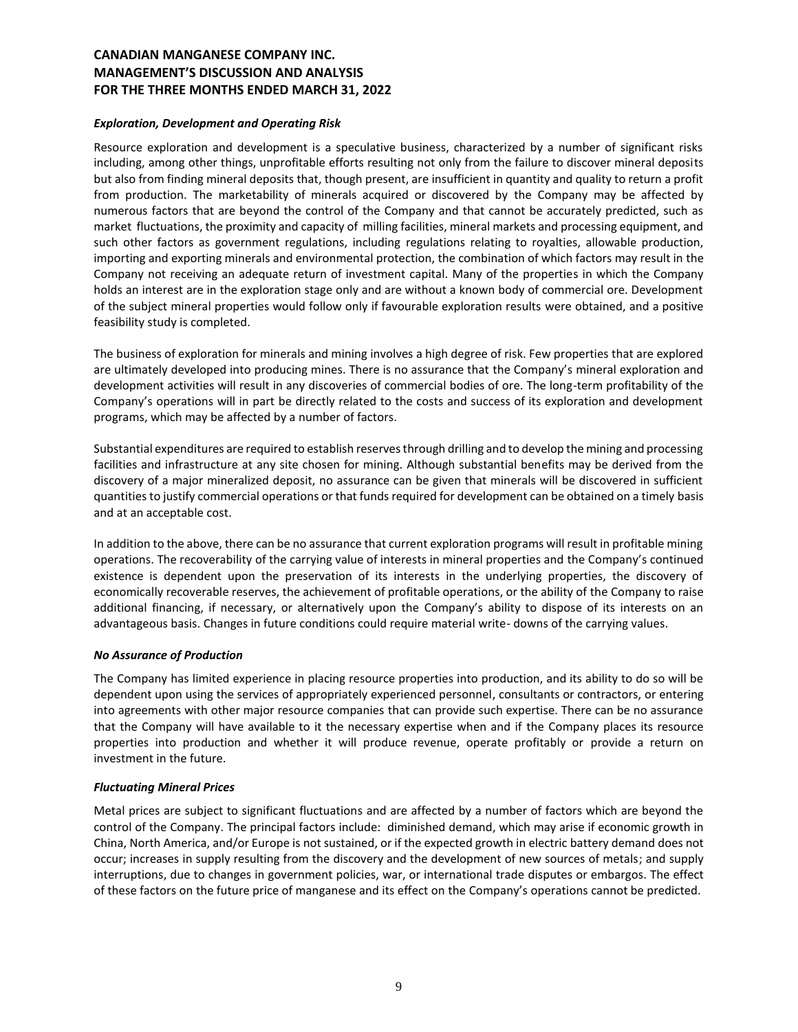### *Exploration, Development and Operating Risk*

Resource exploration and development is a speculative business, characterized by a number of significant risks including, among other things, unprofitable efforts resulting not only from the failure to discover mineral deposits but also from finding mineral deposits that, though present, are insufficient in quantity and quality to return a profit from production. The marketability of minerals acquired or discovered by the Company may be affected by numerous factors that are beyond the control of the Company and that cannot be accurately predicted, such as market fluctuations, the proximity and capacity of milling facilities, mineral markets and processing equipment, and such other factors as government regulations, including regulations relating to royalties, allowable production, importing and exporting minerals and environmental protection, the combination of which factors may result in the Company not receiving an adequate return of investment capital. Many of the properties in which the Company holds an interest are in the exploration stage only and are without a known body of commercial ore. Development of the subject mineral properties would follow only if favourable exploration results were obtained, and a positive feasibility study is completed.

The business of exploration for minerals and mining involves a high degree of risk. Few properties that are explored are ultimately developed into producing mines. There is no assurance that the Company's mineral exploration and development activities will result in any discoveries of commercial bodies of ore. The long-term profitability of the Company's operations will in part be directly related to the costs and success of its exploration and development programs, which may be affected by a number of factors.

Substantial expenditures are required to establish reserves through drilling and to develop the mining and processing facilities and infrastructure at any site chosen for mining. Although substantial benefits may be derived from the discovery of a major mineralized deposit, no assurance can be given that minerals will be discovered in sufficient quantities to justify commercial operations or that funds required for development can be obtained on a timely basis and at an acceptable cost.

In addition to the above, there can be no assurance that current exploration programs will result in profitable mining operations. The recoverability of the carrying value of interests in mineral properties and the Company's continued existence is dependent upon the preservation of its interests in the underlying properties, the discovery of economically recoverable reserves, the achievement of profitable operations, or the ability of the Company to raise additional financing, if necessary, or alternatively upon the Company's ability to dispose of its interests on an advantageous basis. Changes in future conditions could require material write- downs of the carrying values.

### *No Assurance of Production*

The Company has limited experience in placing resource properties into production, and its ability to do so will be dependent upon using the services of appropriately experienced personnel, consultants or contractors, or entering into agreements with other major resource companies that can provide such expertise. There can be no assurance that the Company will have available to it the necessary expertise when and if the Company places its resource properties into production and whether it will produce revenue, operate profitably or provide a return on investment in the future.

### *Fluctuating Mineral Prices*

Metal prices are subject to significant fluctuations and are affected by a number of factors which are beyond the control of the Company. The principal factors include: diminished demand, which may arise if economic growth in China, North America, and/or Europe is not sustained, or if the expected growth in electric battery demand does not occur; increases in supply resulting from the discovery and the development of new sources of metals; and supply interruptions, due to changes in government policies, war, or international trade disputes or embargos. The effect of these factors on the future price of manganese and its effect on the Company's operations cannot be predicted.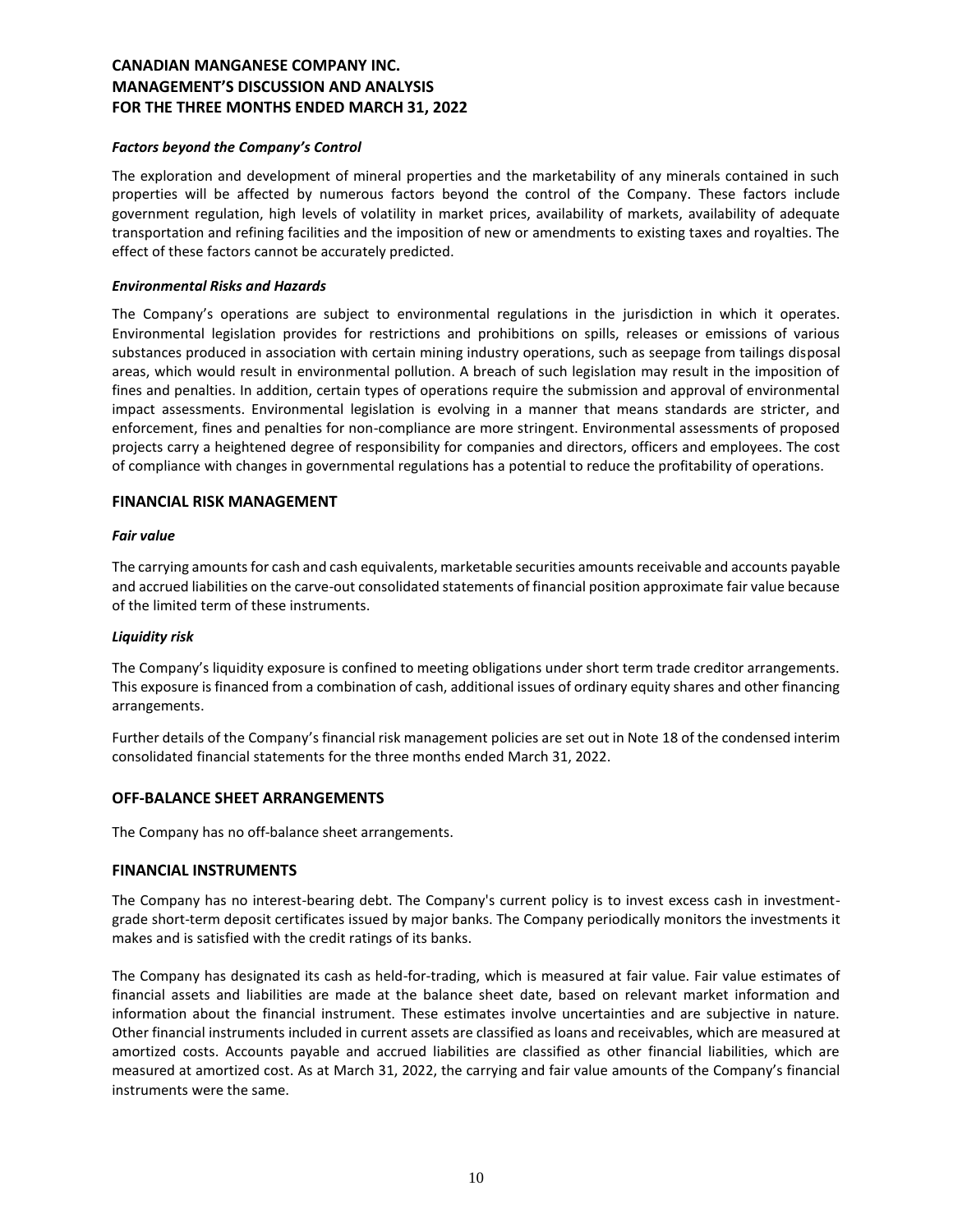### *Factors beyond the Company's Control*

The exploration and development of mineral properties and the marketability of any minerals contained in such properties will be affected by numerous factors beyond the control of the Company. These factors include government regulation, high levels of volatility in market prices, availability of markets, availability of adequate transportation and refining facilities and the imposition of new or amendments to existing taxes and royalties. The effect of these factors cannot be accurately predicted.

### *Environmental Risks and Hazards*

The Company's operations are subject to environmental regulations in the jurisdiction in which it operates. Environmental legislation provides for restrictions and prohibitions on spills, releases or emissions of various substances produced in association with certain mining industry operations, such as seepage from tailings disposal areas, which would result in environmental pollution. A breach of such legislation may result in the imposition of fines and penalties. In addition, certain types of operations require the submission and approval of environmental impact assessments. Environmental legislation is evolving in a manner that means standards are stricter, and enforcement, fines and penalties for non-compliance are more stringent. Environmental assessments of proposed projects carry a heightened degree of responsibility for companies and directors, officers and employees. The cost of compliance with changes in governmental regulations has a potential to reduce the profitability of operations.

## FINANCIAL RISK MANAGEMENT

### *Fair value*

The carrying amounts for cash and cash equivalents, marketable securities amounts receivable and accounts payable and accrued liabilities on the carve-out consolidated statements of financial position approximate fair value because of the limited term of these instruments.

### *Liquidity risk*

The Company's liquidity exposure is confined to meeting obligations under short term trade creditor arrangements. This exposure is financed from a combination of cash, additional issues of ordinary equity shares and other financing arrangements.

Further details of the Company's financial risk management policies are set out in Note 18 of the condensed interim consolidated financial statements for the three months ended March 31, 2022.

## OFF-BALANCE SHEET ARRANGEMENTS

The Company has no off-balance sheet arrangements.

## FINANCIAL INSTRUMENTS

The Company has no interest-bearing debt. The Company's current policy is to invest excess cash in investment-grade short-term deposit certificates issued by major banks. The Company periodically monitors the investments it makes and is satisfied with the credit ratings of its banks.

The Company has designated its cash as held-for-trading, which is measured at fair value. Fair value estimates of financial assets and liabilities are made at the balance sheet date, based on relevant market information and information about the financial instrument. These estimates involve uncertainties and are subjective in nature. Other financial instruments included in current assets are classified as loans and receivables, which are measured at amortized costs. Accounts payable and accrued liabilities are classified as other financial liabilities, which are measured at amortized cost. As at March 31, 2022, the carrying and fair value amounts of the Company's financial instruments were the same.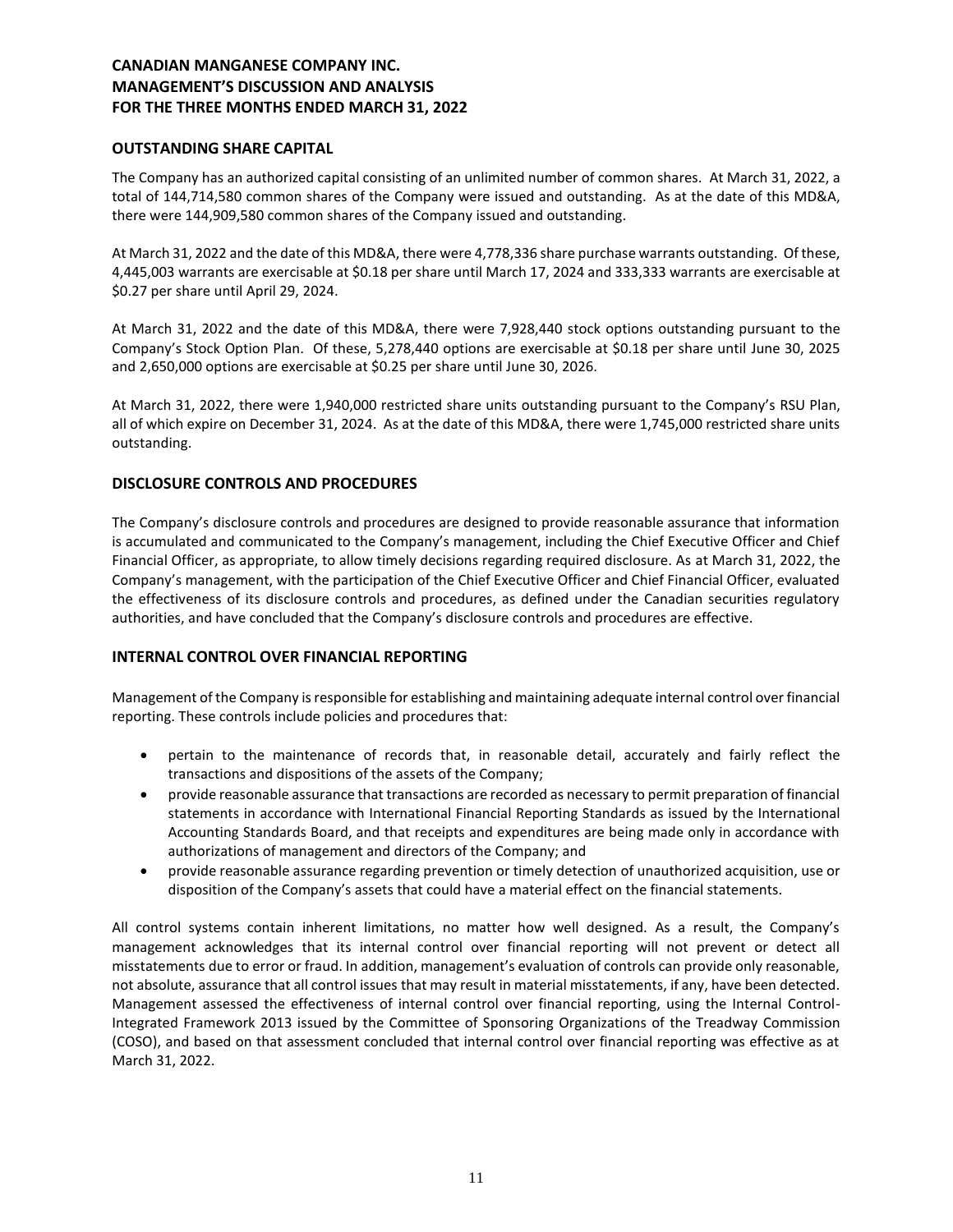## OUTSTANDING SHARE CAPITAL

The Company has an authorized capital consisting of an unlimited number of common shares. At March 31, 2022, a total of 144,714,580 common shares of the Company were issued and outstanding. As at the date of this MD&A, there were 144,909,580 common shares of the Company issued and outstanding.

At March 31, 2022 and the date of this MD&A, there were 4,778,336 share purchase warrants outstanding. Of these, 4,445,003 warrants are exercisable at $0.18 per share until March 17, 2024 and 333,333 warrants are exercisable at $0.27 per share until April 29, 2024.

At March 31, 2022 and the date of this MD&A, there were 7,928,440 stock options outstanding pursuant to the Company's Stock Option Plan. Of these, 5,278,440 options are exercisable at $0.18 per share until June 30, 2025 and 2,650,000 options are exercisable at $0.25 per share until June 30, 2026.

At March 31, 2022, there were 1,940,000 restricted share units outstanding pursuant to the Company's RSU Plan, all of which expire on December 31, 2024. As at the date of this MD&A, there were 1,745,000 restricted share units outstanding.

## DISCLOSURE CONTROLS AND PROCEDURES

The Company's disclosure controls and procedures are designed to provide reasonable assurance that information is accumulated and communicated to the Company's management, including the Chief Executive Officer and Chief Financial Officer, as appropriate, to allow timely decisions regarding required disclosure. As at March 31, 2022, the Company's management, with the participation of the Chief Executive Officer and Chief Financial Officer, evaluated the effectiveness of its disclosure controls and procedures, as defined under the Canadian securities regulatory authorities, and have concluded that the Company's disclosure controls and procedures are effective.

## INTERNAL CONTROL OVER FINANCIAL REPORTING

Management of the Company is responsible for establishing and maintaining adequate internal control over financial reporting. These controls include policies and procedures that:

- pertain to the maintenance of records that, in reasonable detail, accurately and fairly reflect the transactions and dispositions of the assets of the Company;
- provide reasonable assurance that transactions are recorded as necessary to permit preparation of financial statements in accordance with International Financial Reporting Standards as issued by the International Accounting Standards Board, and that receipts and expenditures are being made only in accordance with authorizations of management and directors of the Company; and
- provide reasonable assurance regarding prevention or timely detection of unauthorized acquisition, use or disposition of the Company's assets that could have a material effect on the financial statements.

All control systems contain inherent limitations, no matter how well designed. As a result, the Company's management acknowledges that its internal control over financial reporting will not prevent or detect all misstatements due to error or fraud. In addition, management's evaluation of controls can provide only reasonable, not absolute, assurance that all control issues that may result in material misstatements, if any, have been detected. Management assessed the effectiveness of internal control over financial reporting, using the Internal Control-Integrated Framework 2013 issued by the Committee of Sponsoring Organizations of the Treadway Commission (COSO), and based on that assessment concluded that internal control over financial reporting was effective as at March 31, 2022.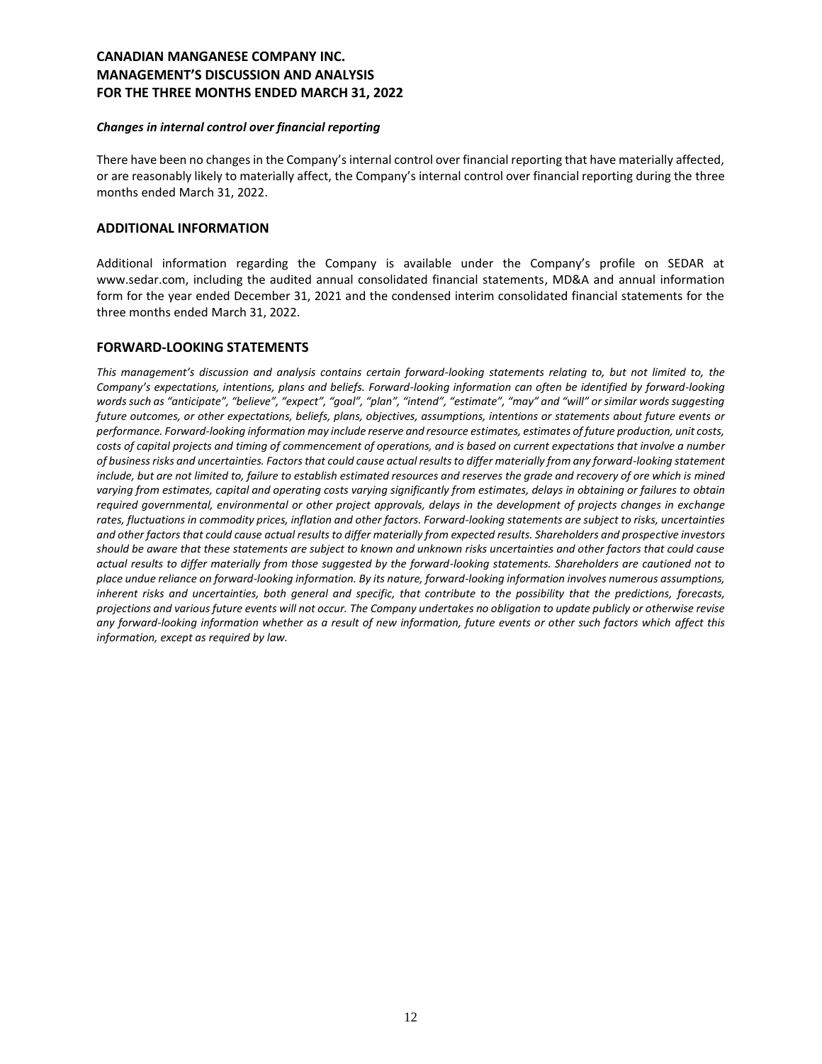#### *Changes in internal control over financial reporting*

There have been no changes in the Company's internal control over financial reporting that have materially affected, or are reasonably likely to materially affect, the Company's internal control over financial reporting during the three months ended March 31, 2022.

## ADDITIONAL INFORMATION

Additional information regarding the Company is available under the Company's profile on SEDAR at www.sedar.com, including the audited annual consolidated financial statements, MD&A and annual information form for the year ended December 31, 2021 and the condensed interim consolidated financial statements for the three months ended March 31, 2022.

## FORWARD-LOOKING STATEMENTS

*This management's discussion and analysis contains certain forward-looking statements relating to, but not limited to, the Company's expectations, intentions, plans and beliefs. Forward-looking information can often be identified by forward-looking words such as "anticipate", "believe", "expect", "goal", "plan", "intend", "estimate", "may" and "will" or similar words suggesting future outcomes, or other expectations, beliefs, plans, objectives, assumptions, intentions or statements about future events or performance. Forward-looking information may include reserve and resource estimates, estimates of future production, unit costs, costs of capital projects and timing of commencement of operations, and is based on current expectations that involve a number of business risks and uncertainties. Factors that could cause actual results to differ materially from any forward-looking statement include, but are not limited to, failure to establish estimated resources and reserves the grade and recovery of ore which is mined varying from estimates, capital and operating costs varying significantly from estimates, delays in obtaining or failures to obtain required governmental, environmental or other project approvals, delays in the development of projects changes in exchange rates, fluctuations in commodity prices, inflation and other factors. Forward-looking statements are subject to risks, uncertainties and other factors that could cause actual results to differ materially from expected results. Shareholders and prospective investors should be aware that these statements are subject to known and unknown risks uncertainties and other factors that could cause actual results to differ materially from those suggested by the forward-looking statements. Shareholders are cautioned not to place undue reliance on forward-looking information. By its nature, forward-looking information involves numerous assumptions, inherent risks and uncertainties, both general and specific, that contribute to the possibility that the predictions, forecasts, projections and various future events will not occur. The Company undertakes no obligation to update publicly or otherwise revise any forward-looking information whether as a result of new information, future events or other such factors which affect this information, except as required by law.*